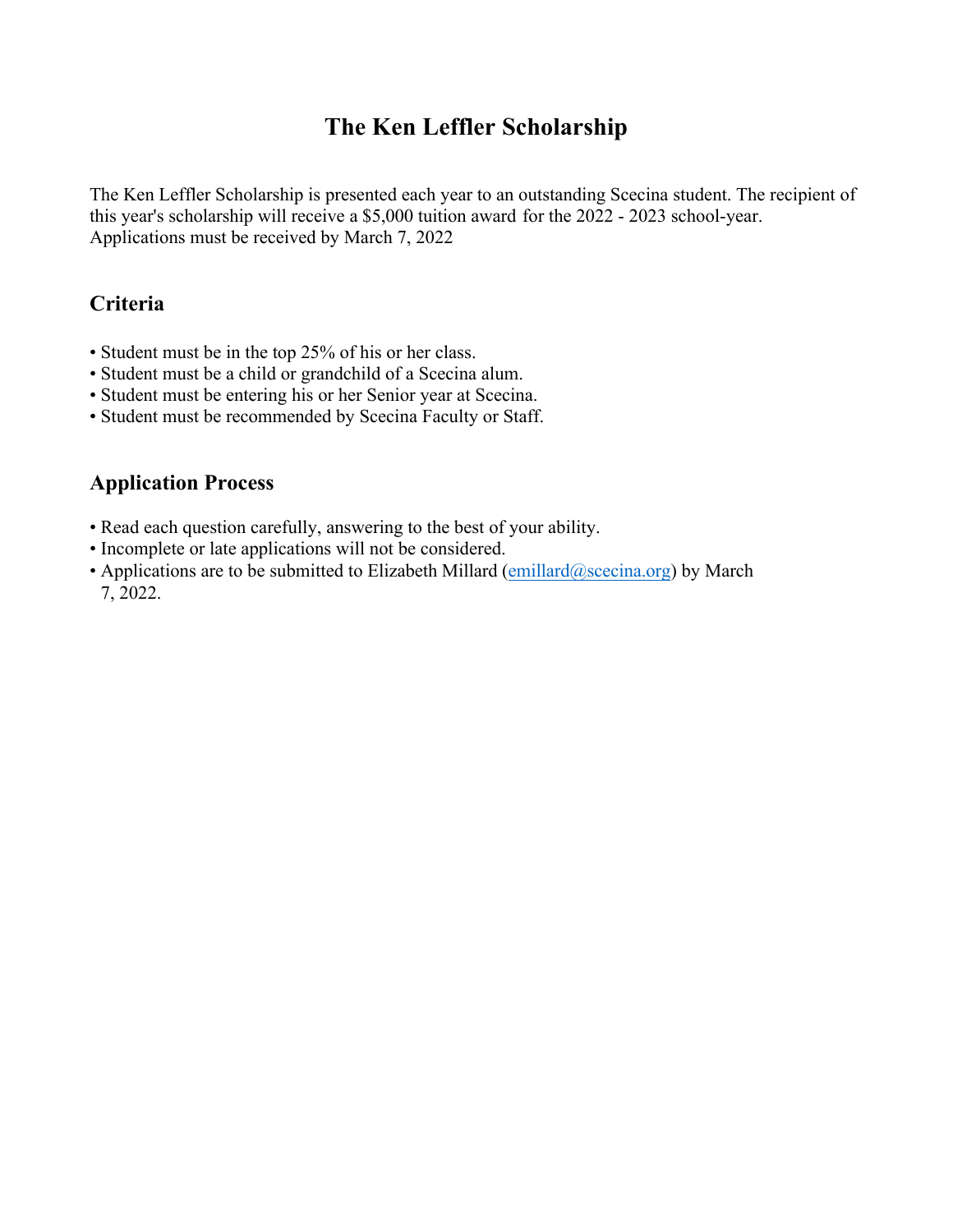# The Ken Leffler Scholarship

The Ken Leffler Scholarship is presented each year to an outstanding Scecina student. The recipient of this year's scholarship will receive a $5,000 tuition award for the 2022 - 2023 school-year. Applications must be received by March 7, 2022

## Criteria

- Student must be in the top 25% of his or her class.
- Student must be a child or grandchild of a Scecina alum.
- Student must be entering his or her Senior year at Scecina.
- Student must be recommended by Scecina Faculty or Staff.

## Application Process

- Read each question carefully, answering to the best of your ability.
- Incomplete or late applications will not be considered.
- Applications are to be submitted to Elizabeth Millard (emillard@scecina.org) by March 7, 2022.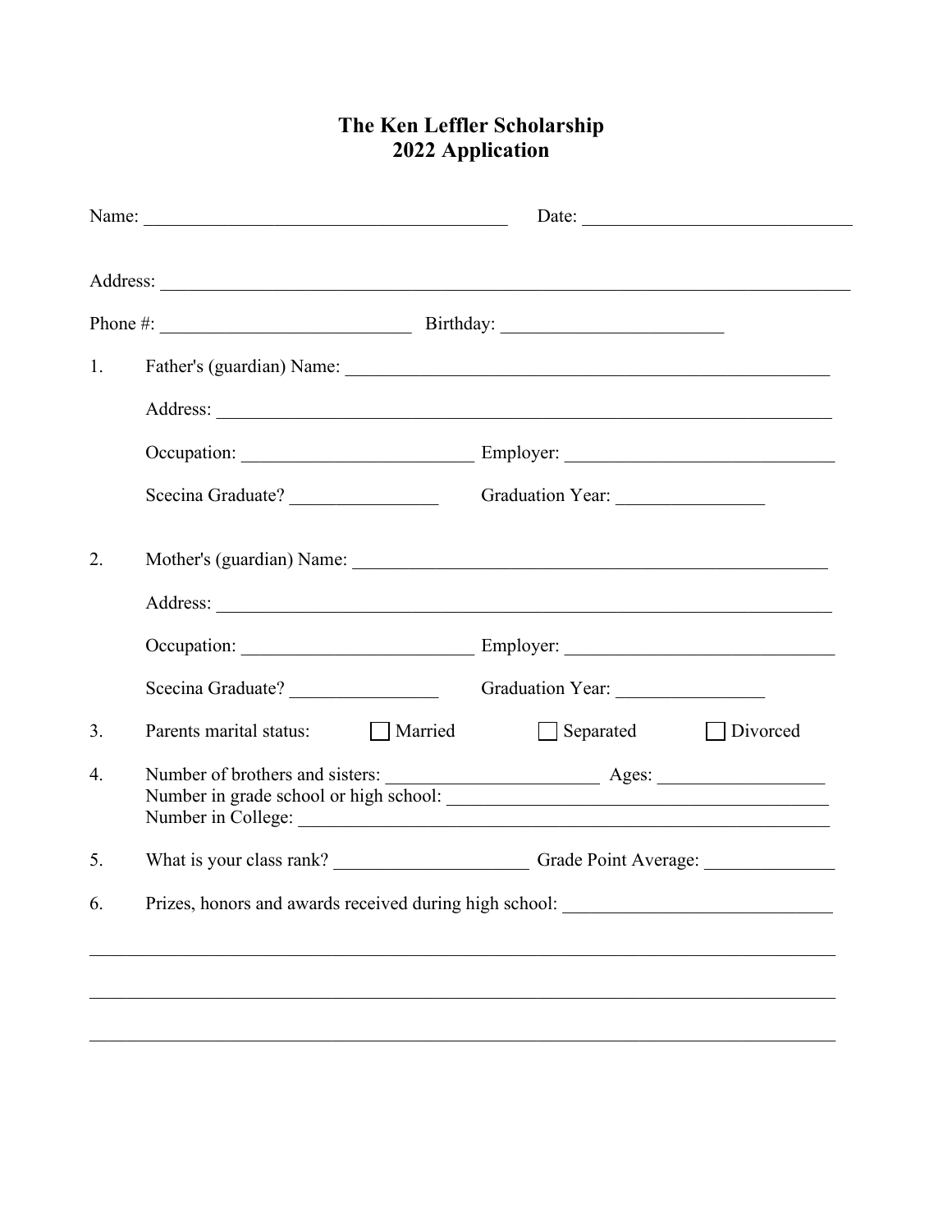# The Ken Leffler Scholarship
# 2022 Application

Name: ______________________________________ Date: ____________________________

Address: ___________________________________________________________________________

Phone #: ___________________________ Birthday: ________________________

1. Father's (guardian) Name: ____________________________________________________

   Address: _________________________________________________________________

   Occupation: _________________________ Employer: ____________________________

   Scecina Graduate? ________________ Graduation Year: ________________

2. Mother's (guardian) Name: ____________________________________________________

   Address: _________________________________________________________________

   Occupation: _________________________ Employer: ____________________________

   Scecina Graduate? ________________ Graduation Year: ________________

3. Parents marital status: ☐ Married ☐ Separated ☐ Divorced

4. Number of brothers and sisters: ______________________ Ages: __________________
   Number in grade school or high school: _________________________________________
   Number in College: _________________________________________________________

5. What is your class rank? _____________________ Grade Point Average: ______________

6. Prizes, honors and awards received during high school: _____________________________

_________________________________________________________________________________

_________________________________________________________________________________

_________________________________________________________________________________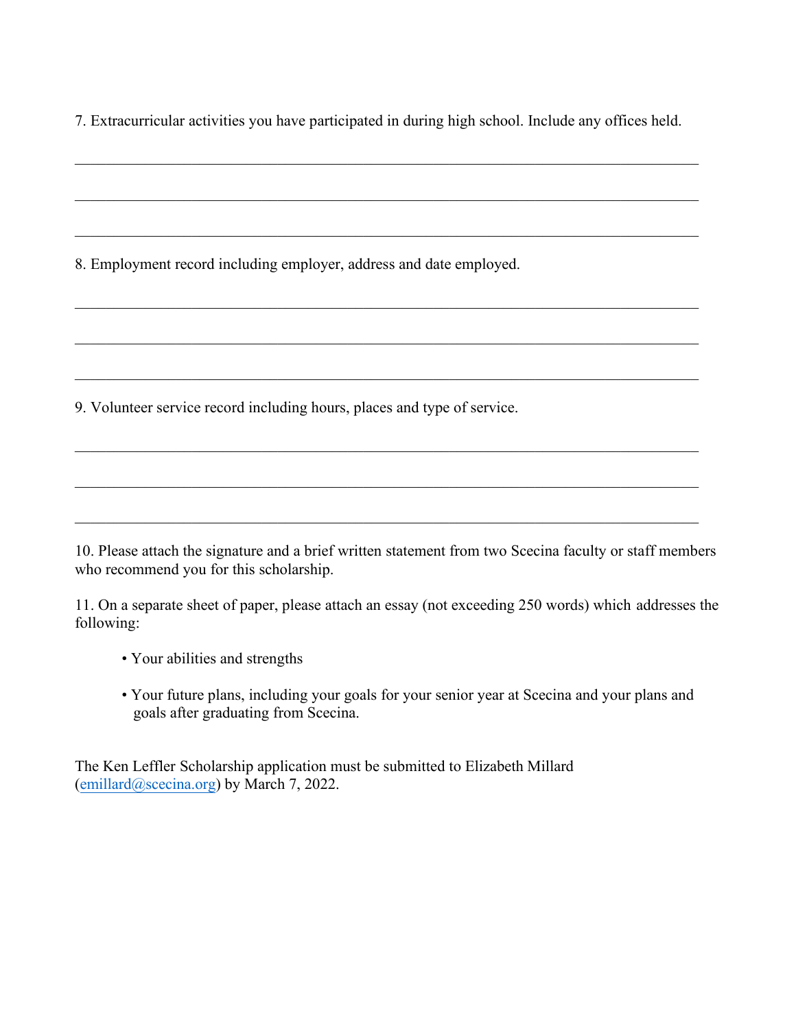7. Extracurricular activities you have participated in during high school. Include any offices held.

______________________________________________________________________________

______________________________________________________________________________

______________________________________________________________________________

8. Employment record including employer, address and date employed.

______________________________________________________________________________

______________________________________________________________________________

______________________________________________________________________________

9. Volunteer service record including hours, places and type of service.

______________________________________________________________________________

______________________________________________________________________________

______________________________________________________________________________

10. Please attach the signature and a brief written statement from two Scecina faculty or staff members who recommend you for this scholarship.

11. On a separate sheet of paper, please attach an essay (not exceeding 250 words) which addresses the following:

- Your abilities and strengths
- Your future plans, including your goals for your senior year at Scecina and your plans and goals after graduating from Scecina.

The Ken Leffler Scholarship application must be submitted to Elizabeth Millard (emillard@scecina.org) by March 7, 2022.